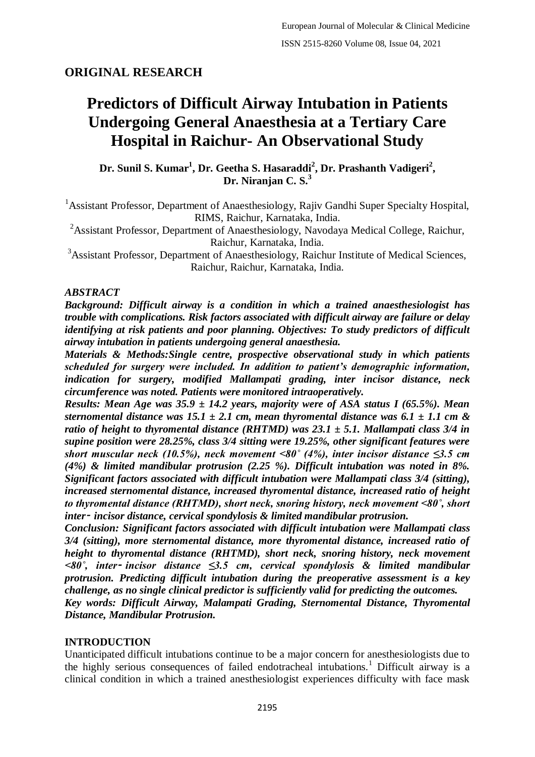## ORIGINAL RESEARCH

# Predictors of Difficult Airway Intubation in Patients Undergoing General Anaesthesia at a Tertiary Care Hospital in Raichur- An Observational Study

**Dr. Sunil S. Kumar[1], Dr. Geetha S. Hasaraddi[2], Dr. Prashanth Vadigeri[2], Dr. Niranjan C. S.[3]**

[1]Assistant Professor, Department of Anaesthesiology, Rajiv Gandhi Super Specialty Hospital, RIMS, Raichur, Karnataka, India.

[2]Assistant Professor, Department of Anaesthesiology, Navodaya Medical College, Raichur, Raichur, Karnataka, India.

[3]Assistant Professor, Department of Anaesthesiology, Raichur Institute of Medical Sciences, Raichur, Raichur, Karnataka, India.

### *ABSTRACT*

***Background: Difficult airway is a condition in which a trained anaesthesiologist has trouble with complications. Risk factors associated with difficult airway are failure or delay identifying at risk patients and poor planning. Objectives: To study predictors of difficult airway intubation in patients undergoing general anaesthesia.***

***Materials & Methods:Single centre, prospective observational study in which patients scheduled for surgery were included. In addition to patient's demographic information, indication for surgery, modified Mallampati grading, inter incisor distance, neck circumference was noted. Patients were monitored intraoperatively.***

***Results: Mean Age was 35.9 ± 14.2 years, majority were of ASA status I (65.5%). Mean sternomental distance was 15.1 ± 2.1 cm, mean thyromental distance was 6.1 ± 1.1 cm & ratio of height to thyromental distance (RHTMD) was 23.1 ± 5.1. Mallampati class 3/4 in supine position were 28.25%, class 3/4 sitting were 19.25%, other significant features were short muscular neck (10.5%), neck movement <80˚ (4%), inter incisor distance ≤3.5 cm (4%) & limited mandibular protrusion (2.25 %). Difficult intubation was noted in 8%. Significant factors associated with difficult intubation were Mallampati class 3/4 (sitting), increased sternomental distance, increased thyromental distance, increased ratio of height to thyromental distance (RHTMD), short neck, snoring history, neck movement <80˚, short inter‑ incisor distance, cervical spondylosis & limited mandibular protrusion.***

***Conclusion: Significant factors associated with difficult intubation were Mallampati class 3/4 (sitting), more sternomental distance, more thyromental distance, increased ratio of height to thyromental distance (RHTMD), short neck, snoring history, neck movement <80˚, inter‑ incisor distance ≤3.5 cm, cervical spondylosis & limited mandibular protrusion. Predicting difficult intubation during the preoperative assessment is a key challenge, as no single clinical predictor is sufficiently valid for predicting the outcomes.***

***Key words: Difficult Airway, Malampati Grading, Sternomental Distance, Thyromental Distance, Mandibular Protrusion.***

## INTRODUCTION

Unanticipated difficult intubations continue to be a major concern for anesthesiologists due to the highly serious consequences of failed endotracheal intubations.[1] Difficult airway is a clinical condition in which a trained anesthesiologist experiences difficulty with face mask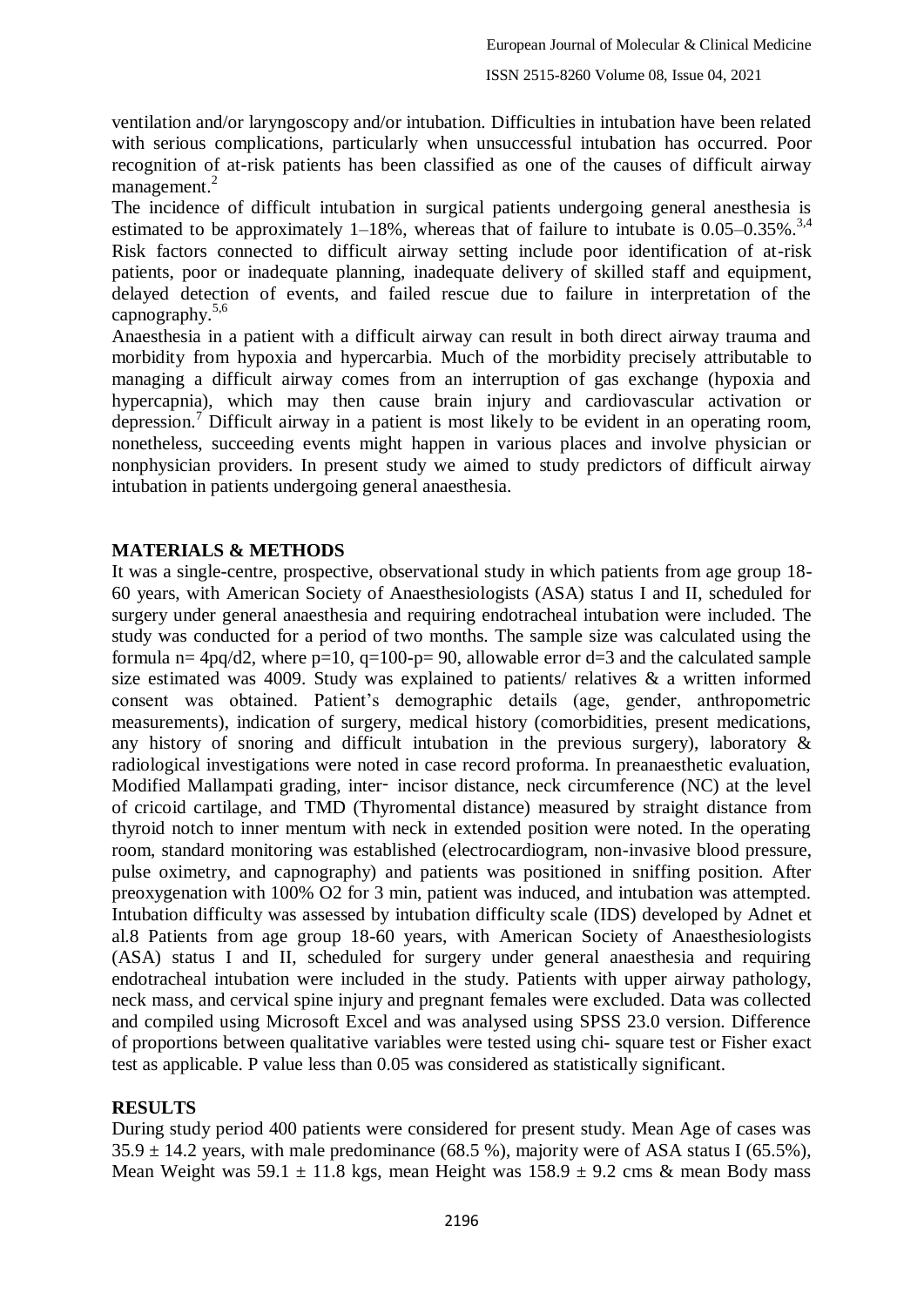ventilation and/or laryngoscopy and/or intubation. Difficulties in intubation have been related with serious complications, particularly when unsuccessful intubation has occurred. Poor recognition of at-risk patients has been classified as one of the causes of difficult airway management.[2]

The incidence of difficult intubation in surgical patients undergoing general anesthesia is estimated to be approximately 1–18%, whereas that of failure to intubate is 0.05–0.35%.[3,4] Risk factors connected to difficult airway setting include poor identification of at-risk patients, poor or inadequate planning, inadequate delivery of skilled staff and equipment, delayed detection of events, and failed rescue due to failure in interpretation of the capnography.[5,6]

Anaesthesia in a patient with a difficult airway can result in both direct airway trauma and morbidity from hypoxia and hypercarbia. Much of the morbidity precisely attributable to managing a difficult airway comes from an interruption of gas exchange (hypoxia and hypercapnia), which may then cause brain injury and cardiovascular activation or depression.[7] Difficult airway in a patient is most likely to be evident in an operating room, nonetheless, succeeding events might happen in various places and involve physician or nonphysician providers. In present study we aimed to study predictors of difficult airway intubation in patients undergoing general anaesthesia.

## MATERIALS & METHODS

It was a single-centre, prospective, observational study in which patients from age group 18-60 years, with American Society of Anaesthesiologists (ASA) status I and II, scheduled for surgery under general anaesthesia and requiring endotracheal intubation were included. The study was conducted for a period of two months. The sample size was calculated using the formula n= 4pq/d2, where p=10, q=100-p= 90, allowable error d=3 and the calculated sample size estimated was 4009. Study was explained to patients/ relatives & a written informed consent was obtained. Patient's demographic details (age, gender, anthropometric measurements), indication of surgery, medical history (comorbidities, present medications, any history of snoring and difficult intubation in the previous surgery), laboratory & radiological investigations were noted in case record proforma. In preanaesthetic evaluation, Modified Mallampati grading, inter- incisor distance, neck circumference (NC) at the level of cricoid cartilage, and TMD (Thyromental distance) measured by straight distance from thyroid notch to inner mentum with neck in extended position were noted. In the operating room, standard monitoring was established (electrocardiogram, non-invasive blood pressure, pulse oximetry, and capnography) and patients was positioned in sniffing position. After preoxygenation with 100% $O_2$ for 3 min, patient was induced, and intubation was attempted. Intubation difficulty was assessed by intubation difficulty scale (IDS) developed by Adnet et al.8 Patients from age group 18-60 years, with American Society of Anaesthesiologists (ASA) status I and II, scheduled for surgery under general anaesthesia and requiring endotracheal intubation were included in the study. Patients with upper airway pathology, neck mass, and cervical spine injury and pregnant females were excluded. Data was collected and compiled using Microsoft Excel and was analysed using SPSS 23.0 version. Difference of proportions between qualitative variables were tested using chi- square test or Fisher exact test as applicable. P value less than 0.05 was considered as statistically significant.

## RESULTS

During study period 400 patients were considered for present study. Mean Age of cases was 35.9 ± 14.2 years, with male predominance (68.5 %), majority were of ASA status I (65.5%), Mean Weight was 59.1 ± 11.8 kgs, mean Height was 158.9 ± 9.2 cms & mean Body mass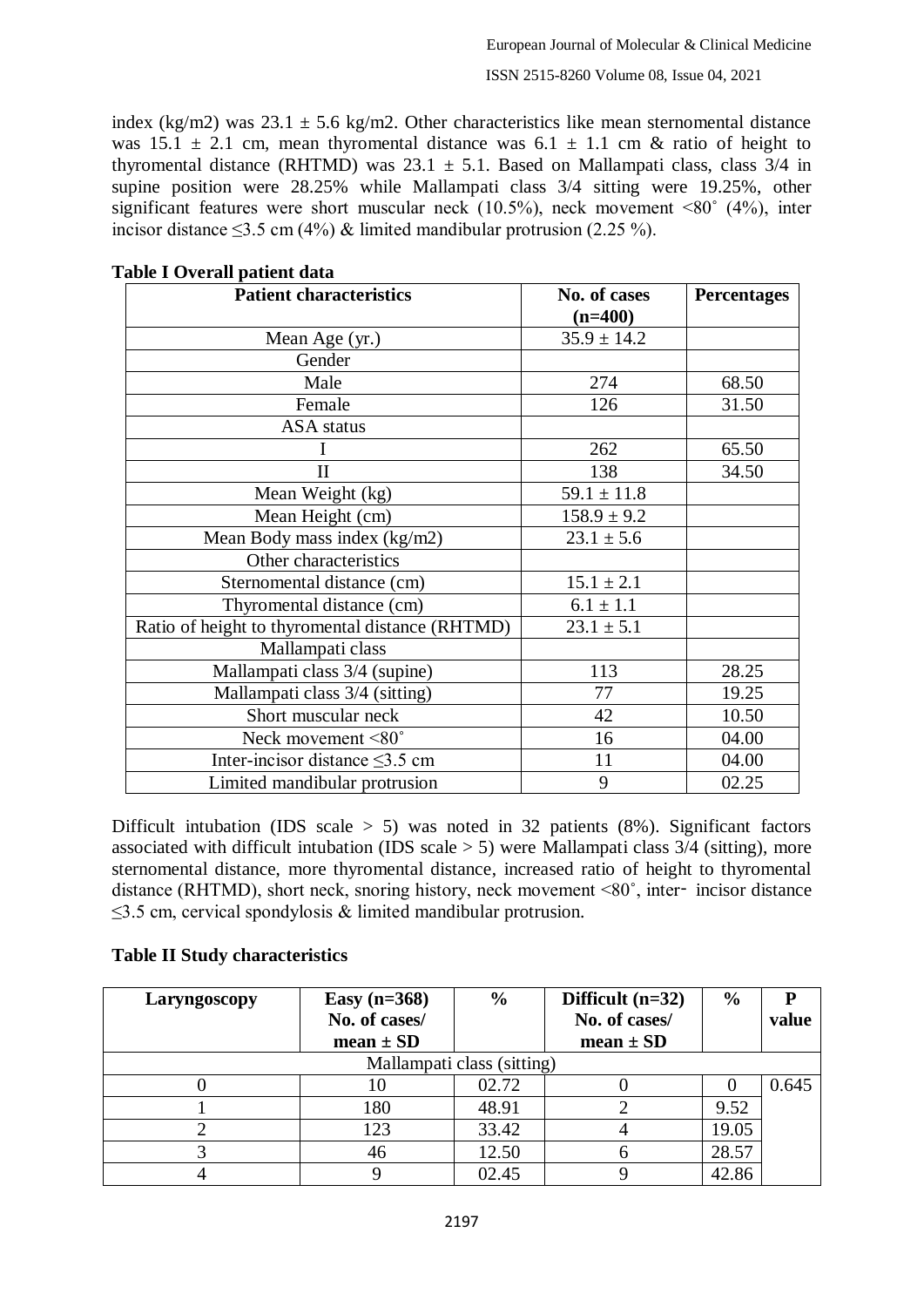index (kg/m2) was 23.1 ± 5.6 kg/m2. Other characteristics like mean sternomental distance was 15.1 ± 2.1 cm, mean thyromental distance was 6.1 ± 1.1 cm & ratio of height to thyromental distance (RHTMD) was 23.1 ± 5.1. Based on Mallampati class, class 3/4 in supine position were 28.25% while Mallampati class 3/4 sitting were 19.25%, other significant features were short muscular neck (10.5%), neck movement <80˚ (4%), inter incisor distance ≤3.5 cm (4%) & limited mandibular protrusion (2.25 %).

**Table I Overall patient data**

| Patient characteristics | No. of cases (n=400) | Percentages |
|---|---|---|
| Mean Age (yr.) | 35.9 ± 14.2 | |
| Gender | | |
| Male | 274 | 68.50 |
| Female | 126 | 31.50 |
| ASA status | | |
| I | 262 | 65.50 |
| II | 138 | 34.50 |
| Mean Weight (kg) | 59.1 ± 11.8 | |
| Mean Height (cm) | 158.9 ± 9.2 | |
| Mean Body mass index (kg/m2) | 23.1 ± 5.6 | |
| Other characteristics | | |
| Sternomental distance (cm) | 15.1 ± 2.1 | |
| Thyromental distance (cm) | 6.1 ± 1.1 | |
| Ratio of height to thyromental distance (RHTMD) | 23.1 ± 5.1 | |
| Mallampati class | | |
| Mallampati class 3/4 (supine) | 113 | 28.25 |
| Mallampati class 3/4 (sitting) | 77 | 19.25 |
| Short muscular neck | 42 | 10.50 |
| Neck movement <80˚ | 16 | 04.00 |
| Inter-incisor distance ≤3.5 cm | 11 | 04.00 |
| Limited mandibular protrusion | 9 | 02.25 |

Difficult intubation (IDS scale > 5) was noted in 32 patients (8%). Significant factors associated with difficult intubation (IDS scale > 5) were Mallampati class 3/4 (sitting), more sternomental distance, more thyromental distance, increased ratio of height to thyromental distance (RHTMD), short neck, snoring history, neck movement <80˚, inter- incisor distance ≤3.5 cm, cervical spondylosis & limited mandibular protrusion.

**Table II Study characteristics**

| Laryngoscopy | Easy (n=368) No. of cases/ mean ± SD | % | Difficult (n=32) No. of cases/ mean ± SD | % | P value |
|---|---|---|---|---|---|
| Mallampati class (sitting) | | | | | |
| 0 | 10 | 02.72 | 0 | 0 | 0.645 |
| 1 | 180 | 48.91 | 2 | 9.52 | |
| 2 | 123 | 33.42 | 4 | 19.05 | |
| 3 | 46 | 12.50 | 6 | 28.57 | |
| 4 | 9 | 02.45 | 9 | 42.86 | |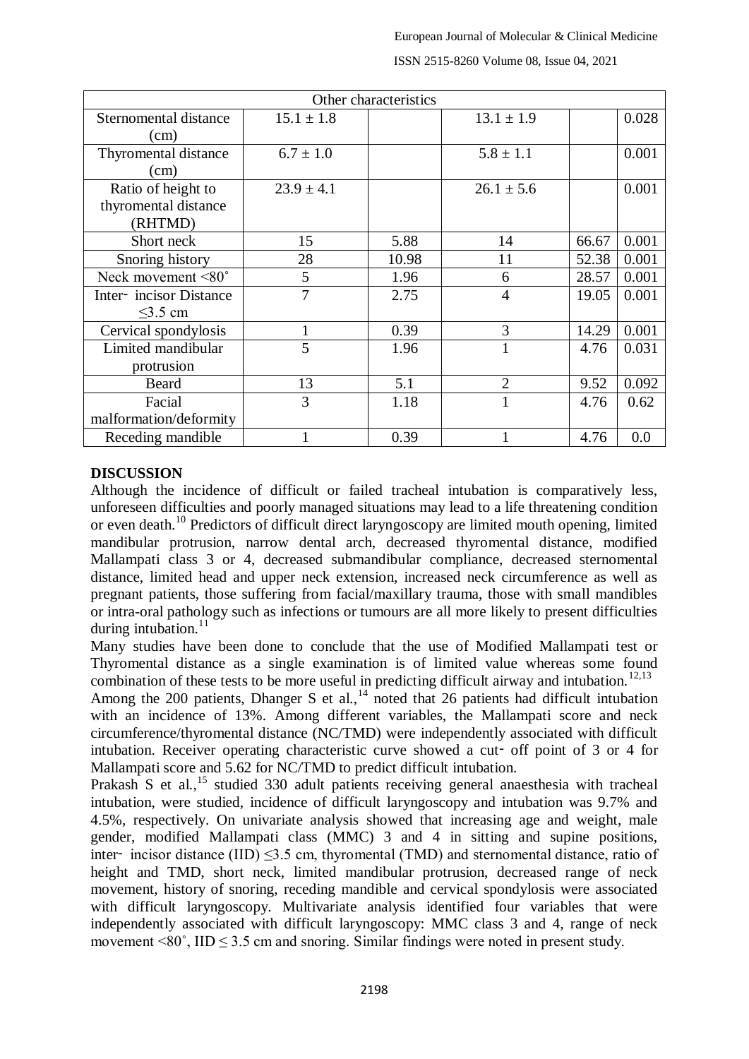| Other characteristics | | | | | |
|---|---|---|---|---|---|
| Sternomental distance (cm) | 15.1 ± 1.8 | | 13.1 ± 1.9 | | 0.028 |
| Thyromental distance (cm) | 6.7 ± 1.0 | | 5.8 ± 1.1 | | 0.001 |
| Ratio of height to thyromental distance (RHTMD) | 23.9 ± 4.1 | | 26.1 ± 5.6 | | 0.001 |
| Short neck | 15 | 5.88 | 14 | 66.67 | 0.001 |
| Snoring history | 28 | 10.98 | 11 | 52.38 | 0.001 |
| Neck movement <80˚ | 5 | 1.96 | 6 | 28.57 | 0.001 |
| Inter‑ incisor Distance ≤3.5 cm | 7 | 2.75 | 4 | 19.05 | 0.001 |
| Cervical spondylosis | 1 | 0.39 | 3 | 14.29 | 0.001 |
| Limited mandibular protrusion | 5 | 1.96 | 1 | 4.76 | 0.031 |
| Beard | 13 | 5.1 | 2 | 9.52 | 0.092 |
| Facial malformation/deformity | 3 | 1.18 | 1 | 4.76 | 0.62 |
| Receding mandible | 1 | 0.39 | 1 | 4.76 | 0.0 |

## DISCUSSION

Although the incidence of difficult or failed tracheal intubation is comparatively less, unforeseen difficulties and poorly managed situations may lead to a life threatening condition or even death.[10] Predictors of difficult direct laryngoscopy are limited mouth opening, limited mandibular protrusion, narrow dental arch, decreased thyromental distance, modified Mallampati class 3 or 4, decreased submandibular compliance, decreased sternomental distance, limited head and upper neck extension, increased neck circumference as well as pregnant patients, those suffering from facial/maxillary trauma, those with small mandibles or intra-oral pathology such as infections or tumours are all more likely to present difficulties during intubation.[11]

Many studies have been done to conclude that the use of Modified Mallampati test or Thyromental distance as a single examination is of limited value whereas some found combination of these tests to be more useful in predicting difficult airway and intubation.[12,13]

Among the 200 patients, Dhanger S et al.,[14] noted that 26 patients had difficult intubation with an incidence of 13%. Among different variables, the Mallampati score and neck circumference/thyromental distance (NC/TMD) were independently associated with difficult intubation. Receiver operating characteristic curve showed a cut‑ off point of 3 or 4 for Mallampati score and 5.62 for NC/TMD to predict difficult intubation.

Prakash S et al.,[15] studied 330 adult patients receiving general anaesthesia with tracheal intubation, were studied, incidence of difficult laryngoscopy and intubation was 9.7% and 4.5%, respectively. On univariate analysis showed that increasing age and weight, male gender, modified Mallampati class (MMC) 3 and 4 in sitting and supine positions, inter‑ incisor distance (IID) ≤3.5 cm, thyromental (TMD) and sternomental distance, ratio of height and TMD, short neck, limited mandibular protrusion, decreased range of neck movement, history of snoring, receding mandible and cervical spondylosis were associated with difficult laryngoscopy. Multivariate analysis identified four variables that were independently associated with difficult laryngoscopy: MMC class 3 and 4, range of neck movement <80˚, IID ≤ 3.5 cm and snoring. Similar findings were noted in present study.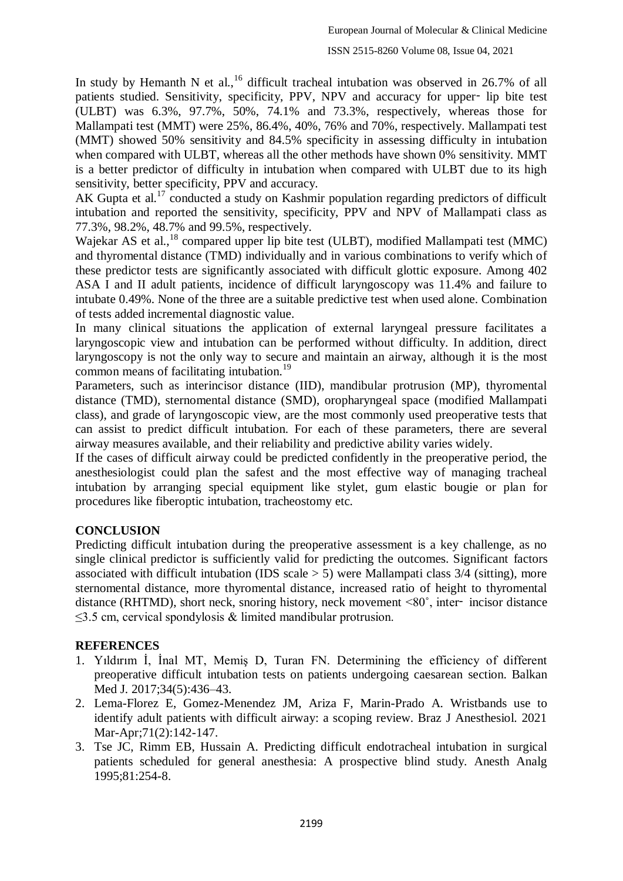In study by Hemanth N et al.,[16] difficult tracheal intubation was observed in 26.7% of all patients studied. Sensitivity, specificity, PPV, NPV and accuracy for upper‑ lip bite test (ULBT) was 6.3%, 97.7%, 50%, 74.1% and 73.3%, respectively, whereas those for Mallampati test (MMT) were 25%, 86.4%, 40%, 76% and 70%, respectively. Mallampati test (MMT) showed 50% sensitivity and 84.5% specificity in assessing difficulty in intubation when compared with ULBT, whereas all the other methods have shown 0% sensitivity. MMT is a better predictor of difficulty in intubation when compared with ULBT due to its high sensitivity, better specificity, PPV and accuracy.

AK Gupta et al.[17] conducted a study on Kashmir population regarding predictors of difficult intubation and reported the sensitivity, specificity, PPV and NPV of Mallampati class as 77.3%, 98.2%, 48.7% and 99.5%, respectively.

Wajekar AS et al.,[18] compared upper lip bite test (ULBT), modified Mallampati test (MMC) and thyromental distance (TMD) individually and in various combinations to verify which of these predictor tests are significantly associated with difficult glottic exposure. Among 402 ASA I and II adult patients, incidence of difficult laryngoscopy was 11.4% and failure to intubate 0.49%. None of the three are a suitable predictive test when used alone. Combination of tests added incremental diagnostic value.

In many clinical situations the application of external laryngeal pressure facilitates a laryngoscopic view and intubation can be performed without difficulty. In addition, direct laryngoscopy is not the only way to secure and maintain an airway, although it is the most common means of facilitating intubation.[19]

Parameters, such as interincisor distance (IID), mandibular protrusion (MP), thyromental distance (TMD), sternomental distance (SMD), oropharyngeal space (modified Mallampati class), and grade of laryngoscopic view, are the most commonly used preoperative tests that can assist to predict difficult intubation. For each of these parameters, there are several airway measures available, and their reliability and predictive ability varies widely.

If the cases of difficult airway could be predicted confidently in the preoperative period, the anesthesiologist could plan the safest and the most effective way of managing tracheal intubation by arranging special equipment like stylet, gum elastic bougie or plan for procedures like fiberoptic intubation, tracheostomy etc.

## CONCLUSION

Predicting difficult intubation during the preoperative assessment is a key challenge, as no single clinical predictor is sufficiently valid for predicting the outcomes. Significant factors associated with difficult intubation (IDS scale > 5) were Mallampati class 3/4 (sitting), more sternomental distance, more thyromental distance, increased ratio of height to thyromental distance (RHTMD), short neck, snoring history, neck movement <80˚, inter‑ incisor distance ≤3.5 cm, cervical spondylosis & limited mandibular protrusion.

## REFERENCES

1. Yıldırım İ, İnal MT, Memiş D, Turan FN. Determining the efficiency of different preoperative difficult intubation tests on patients undergoing caesarean section. Balkan Med J. 2017;34(5):436–43.
2. Lema-Florez E, Gomez-Menendez JM, Ariza F, Marin-Prado A. Wristbands use to identify adult patients with difficult airway: a scoping review. Braz J Anesthesiol. 2021 Mar-Apr;71(2):142-147.
3. Tse JC, Rimm EB, Hussain A. Predicting difficult endotracheal intubation in surgical patients scheduled for general anesthesia: A prospective blind study. Anesth Analg 1995;81:254-8.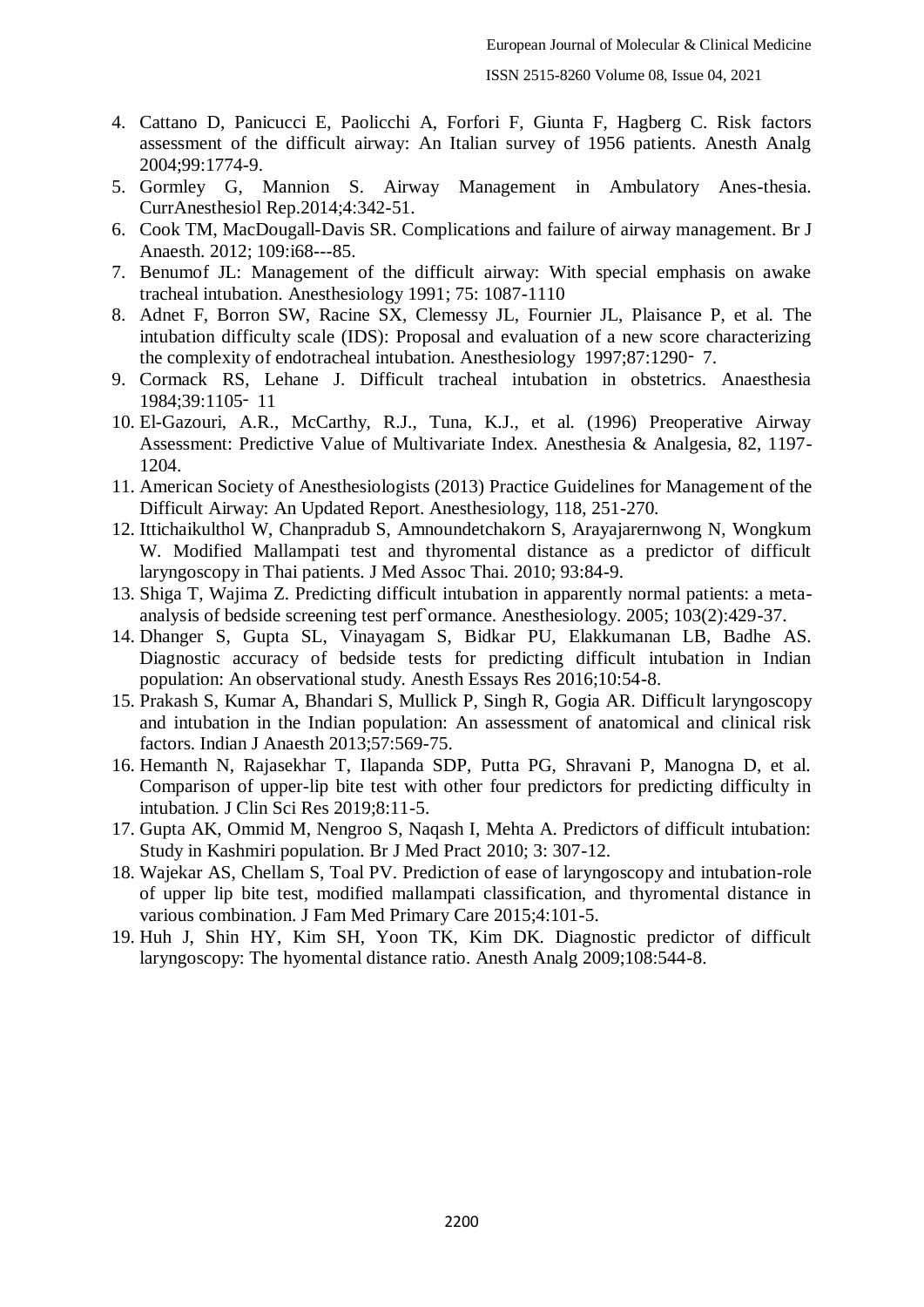4. Cattano D, Panicucci E, Paolicchi A, Forfori F, Giunta F, Hagberg C. Risk factors assessment of the difficult airway: An Italian survey of 1956 patients. Anesth Analg 2004;99:1774-9.
5. Gormley G, Mannion S. Airway Management in Ambulatory Anes-thesia. CurrAnesthesiol Rep.2014;4:342-51.
6. Cook TM, MacDougall-Davis SR. Complications and failure of airway management. Br J Anaesth. 2012; 109:i68---85.
7. Benumof JL: Management of the difficult airway: With special emphasis on awake tracheal intubation. Anesthesiology 1991; 75: 1087-1110
8. Adnet F, Borron SW, Racine SX, Clemessy JL, Fournier JL, Plaisance P, et al. The intubation difficulty scale (IDS): Proposal and evaluation of a new score characterizing the complexity of endotracheal intubation. Anesthesiology 1997;87:1290‑ 7.
9. Cormack RS, Lehane J. Difficult tracheal intubation in obstetrics. Anaesthesia 1984;39:1105‑ 11
10. El-Gazouri, A.R., McCarthy, R.J., Tuna, K.J., et al. (1996) Preoperative Airway Assessment: Predictive Value of Multivariate Index. Anesthesia & Analgesia, 82, 1197-1204.
11. American Society of Anesthesiologists (2013) Practice Guidelines for Management of the Difficult Airway: An Updated Report. Anesthesiology, 118, 251-270.
12. Ittichaikulthol W, Chanpradub S, Amnoundetchakorn S, Arayajarernwong N, Wongkum W. Modified Mallampati test and thyromental distance as a predictor of difficult laryngoscopy in Thai patients. J Med Assoc Thai. 2010; 93:84-9.
13. Shiga T, Wajima Z. Predicting difficult intubation in apparently normal patients: a meta-analysis of bedside screening test perf`ormance. Anesthesiology. 2005; 103(2):429-37.
14. Dhanger S, Gupta SL, Vinayagam S, Bidkar PU, Elakkumanan LB, Badhe AS. Diagnostic accuracy of bedside tests for predicting difficult intubation in Indian population: An observational study. Anesth Essays Res 2016;10:54-8.
15. Prakash S, Kumar A, Bhandari S, Mullick P, Singh R, Gogia AR. Difficult laryngoscopy and intubation in the Indian population: An assessment of anatomical and clinical risk factors. Indian J Anaesth 2013;57:569-75.
16. Hemanth N, Rajasekhar T, Ilapanda SDP, Putta PG, Shravani P, Manogna D, et al. Comparison of upper-lip bite test with other four predictors for predicting difficulty in intubation. J Clin Sci Res 2019;8:11-5.
17. Gupta AK, Ommid M, Nengroo S, Naqash I, Mehta A. Predictors of difficult intubation: Study in Kashmiri population. Br J Med Pract 2010; 3: 307-12.
18. Wajekar AS, Chellam S, Toal PV. Prediction of ease of laryngoscopy and intubation-role of upper lip bite test, modified mallampati classification, and thyromental distance in various combination. J Fam Med Primary Care 2015;4:101-5.
19. Huh J, Shin HY, Kim SH, Yoon TK, Kim DK. Diagnostic predictor of difficult laryngoscopy: The hyomental distance ratio. Anesth Analg 2009;108:544-8.